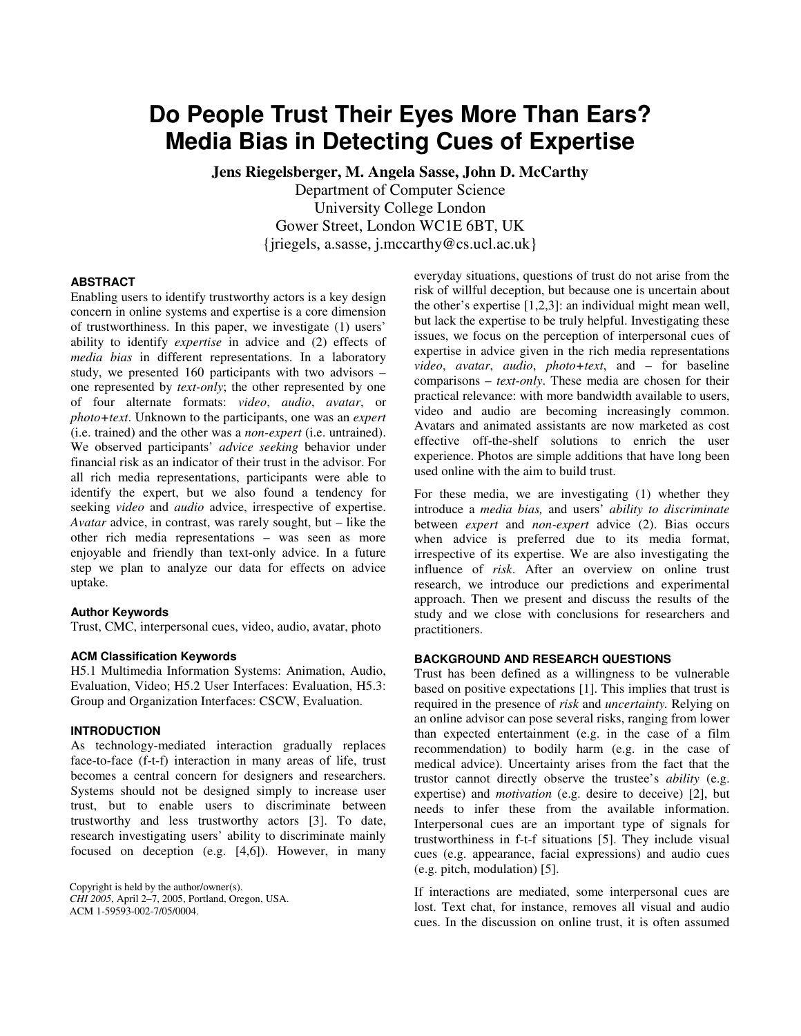# Do People Trust Their Eyes More Than Ears? Media Bias in Detecting Cues of Expertise

**Jens Riegelsberger, M. Angela Sasse, John D. McCarthy**

Department of Computer Science
University College London
Gower Street, London WC1E 6BT, UK
{jriegels, a.sasse, j.mccarthy@cs.ucl.ac.uk}

### ABSTRACT

Enabling users to identify trustworthy actors is a key design concern in online systems and expertise is a core dimension of trustworthiness. In this paper, we investigate (1) users' ability to identify *expertise* in advice and (2) effects of *media bias* in different representations. In a laboratory study, we presented 160 participants with two advisors – one represented by *text-only*; the other represented by one of four alternate formats: *video*, *audio*, *avatar*, or *photo+text*. Unknown to the participants, one was an *expert* (i.e. trained) and the other was a *non-expert* (i.e. untrained). We observed participants' *advice seeking* behavior under financial risk as an indicator of their trust in the advisor. For all rich media representations, participants were able to identify the expert, but we also found a tendency for seeking *video* and *audio* advice, irrespective of expertise. *Avatar* advice, in contrast, was rarely sought, but – like the other rich media representations – was seen as more enjoyable and friendly than text-only advice. In a future step we plan to analyze our data for effects on advice uptake.

#### Author Keywords

Trust, CMC, interpersonal cues, video, audio, avatar, photo

#### ACM Classification Keywords

H5.1 Multimedia Information Systems: Animation, Audio, Evaluation, Video; H5.2 User Interfaces: Evaluation, H5.3: Group and Organization Interfaces: CSCW, Evaluation.

### INTRODUCTION

As technology-mediated interaction gradually replaces face-to-face (f-t-f) interaction in many areas of life, trust becomes a central concern for designers and researchers. Systems should not be designed simply to increase user trust, but to enable users to discriminate between trustworthy and less trustworthy actors [3]. To date, research investigating users' ability to discriminate mainly focused on deception (e.g. [4,6]). However, in many everyday situations, questions of trust do not arise from the risk of willful deception, but because one is uncertain about the other's expertise [1,2,3]: an individual might mean well, but lack the expertise to be truly helpful. Investigating these issues, we focus on the perception of interpersonal cues of expertise in advice given in the rich media representations *video*, *avatar*, *audio*, *photo+text*, and – for baseline comparisons – *text-only*. These media are chosen for their practical relevance: with more bandwidth available to users, video and audio are becoming increasingly common. Avatars and animated assistants are now marketed as cost effective off-the-shelf solutions to enrich the user experience. Photos are simple additions that have long been used online with the aim to build trust.

Copyright is held by the author/owner(s).
*CHI 2005*, April 2–7, 2005, Portland, Oregon, USA.
ACM 1-59593-002-7/05/0004.

For these media, we are investigating (1) whether they introduce a *media bias,* and users' *ability to discriminate* between *expert* and *non-expert* advice (2). Bias occurs when advice is preferred due to its media format, irrespective of its expertise. We are also investigating the influence of *risk*. After an overview on online trust research, we introduce our predictions and experimental approach. Then we present and discuss the results of the study and we close with conclusions for researchers and practitioners.

### BACKGROUND AND RESEARCH QUESTIONS

Trust has been defined as a willingness to be vulnerable based on positive expectations [1]. This implies that trust is required in the presence of *risk* and *uncertainty.* Relying on an online advisor can pose several risks, ranging from lower than expected entertainment (e.g. in the case of a film recommendation) to bodily harm (e.g. in the case of medical advice). Uncertainty arises from the fact that the trustor cannot directly observe the trustee's *ability* (e.g. expertise) and *motivation* (e.g. desire to deceive) [2], but needs to infer these from the available information. Interpersonal cues are an important type of signals for trustworthiness in f-t-f situations [5]. They include visual cues (e.g. appearance, facial expressions) and audio cues (e.g. pitch, modulation) [5].

If interactions are mediated, some interpersonal cues are lost. Text chat, for instance, removes all visual and audio cues. In the discussion on online trust, it is often assumed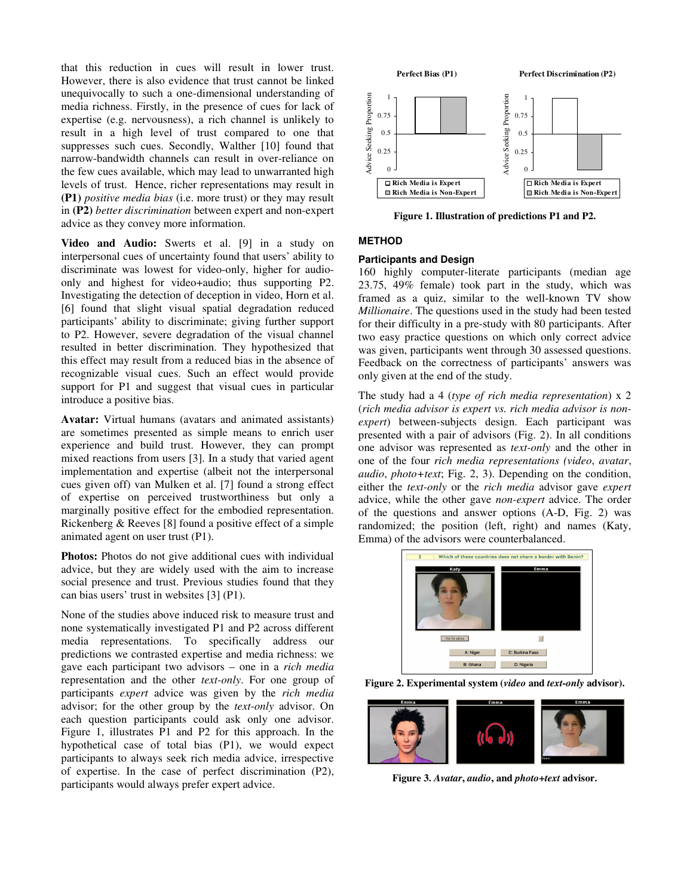that this reduction in cues will result in lower trust. However, there is also evidence that trust cannot be linked unequivocally to such a one-dimensional understanding of media richness. Firstly, in the presence of cues for lack of expertise (e.g. nervousness), a rich channel is unlikely to result in a high level of trust compared to one that suppresses such cues. Secondly, Walther [10] found that narrow-bandwidth channels can result in over-reliance on the few cues available, which may lead to unwarranted high levels of trust. Hence, richer representations may result in **(P1)** *positive media bias* (i.e. more trust) or they may result in **(P2)** *better discrimination* between expert and non-expert advice as they convey more information.

**Video and Audio:** Swerts et al. [9] in a study on interpersonal cues of uncertainty found that users' ability to discriminate was lowest for video-only, higher for audio-only and highest for video+audio; thus supporting P2. Investigating the detection of deception in video, Horn et al. [6] found that slight visual spatial degradation reduced participants' ability to discriminate; giving further support to P2. However, severe degradation of the visual channel resulted in better discrimination. They hypothesized that this effect may result from a reduced bias in the absence of recognizable visual cues. Such an effect would provide support for P1 and suggest that visual cues in particular introduce a positive bias.

**Avatar:** Virtual humans (avatars and animated assistants) are sometimes presented as simple means to enrich user experience and build trust. However, they can prompt mixed reactions from users [3]. In a study that varied agent implementation and expertise (albeit not the interpersonal cues given off) van Mulken et al. [7] found a strong effect of expertise on perceived trustworthiness but only a marginally positive effect for the embodied representation. Rickenberg & Reeves [8] found a positive effect of a simple animated agent on user trust (P1).

**Photos:** Photos do not give additional cues with individual advice, but they are widely used with the aim to increase social presence and trust. Previous studies found that they can bias users' trust in websites [3] (P1).

None of the studies above induced risk to measure trust and none systematically investigated P1 and P2 across different media representations. To specifically address our predictions we contrasted expertise and media richness: we gave each participant two advisors – one in a *rich media* representation and the other *text-only*. For one group of participants *expert* advice was given by the *rich media* advisor; for the other group by the *text-only* advisor. On each question participants could ask only one advisor. Figure 1, illustrates P1 and P2 for this approach. In the hypothetical case of total bias (P1), we would expect participants to always seek rich media advice, irrespective of expertise. In the case of perfect discrimination (P2), participants would always prefer expert advice.

**Figure 1. Illustration of predictions P1 and P2.**

## METHOD

### Participants and Design

160 highly computer-literate participants (median age 23.75, 49% female) took part in the study, which was framed as a quiz, similar to the well-known TV show *Millionaire*. The questions used in the study had been tested for their difficulty in a pre-study with 80 participants. After two easy practice questions on which only correct advice was given, participants went through 30 assessed questions. Feedback on the correctness of participants' answers was only given at the end of the study.

The study had a 4 (*type of rich media representation*) x 2 (*rich media advisor is expert vs. rich media advisor is non-expert*) between-subjects design. Each participant was presented with a pair of advisors (Fig. 2). In all conditions one advisor was represented as *text-only* and the other in one of the four *rich media representations (video*, *avatar*, *audio*, *photo+text*; Fig. 2, 3). Depending on the condition, either the *text-only* or the *rich media* advisor gave *expert* advice, while the other gave *non-expert* advice. The order of the questions and answer options (A-D, Fig. 2) was randomized; the position (left, right) and names (Katy, Emma) of the advisors were counterbalanced.

**Figure 2. Experimental system (*video* and *text-only* advisor).**

**Figure 3. *Avatar*, *audio*, and *photo+text* advisor.**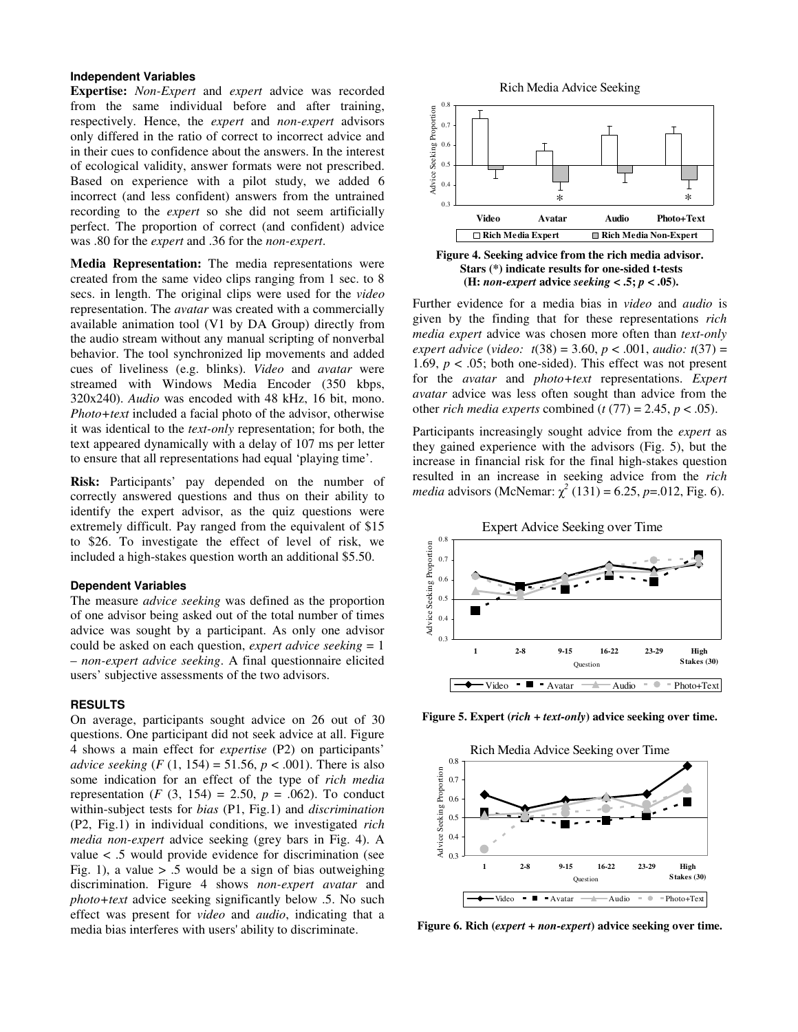#### Independent Variables

**Expertise:** *Non-Expert* and *expert* advice was recorded from the same individual before and after training, respectively. Hence, the *expert* and *non-expert* advisors only differed in the ratio of correct to incorrect advice and in their cues to confidence about the answers. In the interest of ecological validity, answer formats were not prescribed. Based on experience with a pilot study, we added 6 incorrect (and less confident) answers from the untrained recording to the *expert* so she did not seem artificially perfect. The proportion of correct (and confident) advice was .80 for the *expert* and .36 for the *non-expert*.

**Media Representation:** The media representations were created from the same video clips ranging from 1 sec. to 8 secs. in length. The original clips were used for the *video* representation. The *avatar* was created with a commercially available animation tool (V1 by DA Group) directly from the audio stream without any manual scripting of nonverbal behavior. The tool synchronized lip movements and added cues of liveliness (e.g. blinks). *Video* and *avatar* were streamed with Windows Media Encoder (350 kbps, 320x240). *Audio* was encoded with 48 kHz, 16 bit, mono. *Photo+text* included a facial photo of the advisor, otherwise it was identical to the *text-only* representation; for both, the text appeared dynamically with a delay of 107 ms per letter to ensure that all representations had equal 'playing time'.

**Risk:** Participants' pay depended on the number of correctly answered questions and thus on their ability to identify the expert advisor, as the quiz questions were extremely difficult. Pay ranged from the equivalent of $15 to $26. To investigate the effect of level of risk, we included a high-stakes question worth an additional $5.50.

#### Dependent Variables

The measure *advice seeking* was defined as the proportion of one advisor being asked out of the total number of times advice was sought by a participant. As only one advisor could be asked on each question, *expert advice seeking* = 1 – *non-expert advice seeking*. A final questionnaire elicited users' subjective assessments of the two advisors.

### RESULTS

On average, participants sought advice on 26 out of 30 questions. One participant did not seek advice at all. Figure 4 shows a main effect for *expertise* (P2) on participants' *advice seeking* ($F$ (1, 154) = 51.56, $p < .001$). There is also some indication for an effect of the type of *rich media* representation ($F$ (3, 154) = 2.50, $p$ = .062). To conduct within-subject tests for *bias* (P1, Fig.1) and *discrimination* (P2, Fig.1) in individual conditions, we investigated *rich media non-expert* advice seeking (grey bars in Fig. 4). A value < .5 would provide evidence for discrimination (see Fig. 1), a value > .5 would be a sign of bias outweighing discrimination. Figure 4 shows *non-expert avatar* and *photo+text* advice seeking significantly below .5. No such effect was present for *video* and *audio*, indicating that a media bias interferes with users' ability to discriminate.

**Figure 4. Seeking advice from the rich media advisor. Stars (*) indicate results for one-sided t-tests (H: *non-expert* advice *seeking* < .5; $p < .05$).**

Further evidence for a media bias in *video* and *audio* is given by the finding that for these representations *rich media expert* advice was chosen more often than *text-only expert advice* (*video:* $t(38) = 3.60$, $p < .001$, *audio:* $t(37)$ = 1.69, $p < .05$; both one-sided). This effect was not present for the *avatar* and *photo+text* representations. *Expert avatar* advice was less often sought than advice from the other *rich media experts* combined ($t$ (77) = 2.45, $p < .05$).

Participants increasingly sought advice from the *expert* as they gained experience with the advisors (Fig. 5), but the increase in financial risk for the final high-stakes question resulted in an increase in seeking advice from the *rich media* advisors (McNemar: $\chi^2$ (131) = 6.25, $p$=.012, Fig. 6).

**Figure 5. Expert (*rich + text-only*) advice seeking over time.**

**Figure 6. Rich (*expert + non-expert*) advice seeking over time.**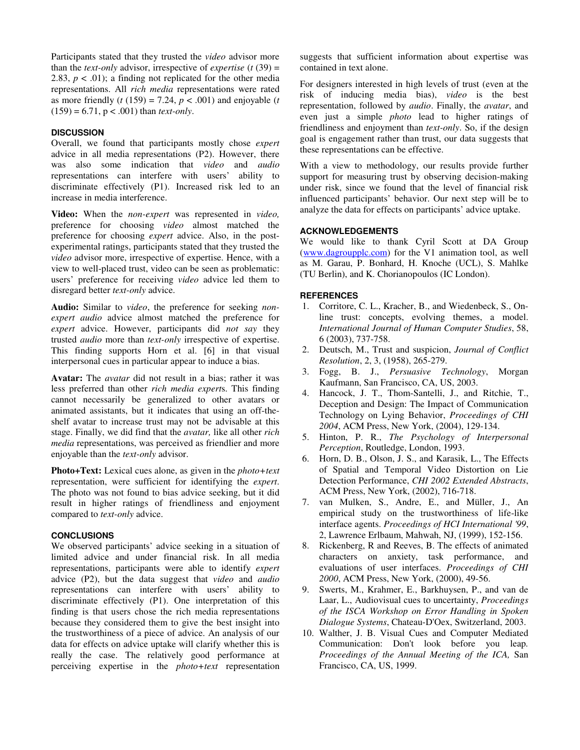Participants stated that they trusted the *video* advisor more than the *text-only* advisor, irrespective of *expertise* ($t$ (39) = 2.83, $p < .01$); a finding not replicated for the other media representations. All *rich media* representations were rated as more friendly ($t$ (159) = 7.24, $p < .001$) and enjoyable ($t$ (159) = 6.71, $p < .001$) than *text-only*.

### DISCUSSION

Overall, we found that participants mostly chose *expert* advice in all media representations (P2). However, there was also some indication that *video* and *audio* representations can interfere with users' ability to discriminate effectively (P1). Increased risk led to an increase in media interference.

**Video:** When the *non-expert* was represented in *video,* preference for choosing *video* almost matched the preference for choosing *expert* advice. Also, in the post-experimental ratings, participants stated that they trusted the *video* advisor more, irrespective of expertise. Hence, with a view to well-placed trust, video can be seen as problematic: users' preference for receiving *video* advice led them to disregard better *text-only* advice.

**Audio:** Similar to *video*, the preference for seeking *non-expert audio* advice almost matched the preference for *expert* advice. However, participants did *not say* they trusted *audio* more than *text-only* irrespective of expertise. This finding supports Horn et al. [6] in that visual interpersonal cues in particular appear to induce a bias.

**Avatar:** The *avatar* did not result in a bias; rather it was less preferred than other *rich media expert*s. This finding cannot necessarily be generalized to other avatars or animated assistants, but it indicates that using an off-the-shelf avatar to increase trust may not be advisable at this stage. Finally, we did find that the *avatar,* like all other *rich media* representations, was perceived as friendlier and more enjoyable than the *text-only* advisor.

**Photo+Text:** Lexical cues alone, as given in the *photo+text* representation, were sufficient for identifying the *expert*. The photo was not found to bias advice seeking, but it did result in higher ratings of friendliness and enjoyment compared to *text-only* advice.

### CONCLUSIONS

We observed participants' advice seeking in a situation of limited advice and under financial risk. In all media representations, participants were able to identify *expert* advice (P2), but the data suggest that *video* and *audio* representations can interfere with users' ability to discriminate effectively (P1). One interpretation of this finding is that users chose the rich media representations because they considered them to give the best insight into the trustworthiness of a piece of advice. An analysis of our data for effects on advice uptake will clarify whether this is really the case. The relatively good performance at perceiving expertise in the *photo+text* representation suggests that sufficient information about expertise was contained in text alone.

For designers interested in high levels of trust (even at the risk of inducing media bias), *video* is the best representation, followed by *audio*. Finally, the *avatar*, and even just a simple *photo* lead to higher ratings of friendliness and enjoyment than *text-only*. So, if the design goal is engagement rather than trust, our data suggests that these representations can be effective.

With a view to methodology, our results provide further support for measuring trust by observing decision-making under risk, since we found that the level of financial risk influenced participants' behavior. Our next step will be to analyze the data for effects on participants' advice uptake.

### ACKNOWLEDGEMENTS

We would like to thank Cyril Scott at DA Group (www.dagroupplc.com) for the V1 animation tool, as well as M. Garau, P. Bonhard, H. Knoche (UCL), S. Mahlke (TU Berlin), and K. Chorianopoulos (IC London).

### REFERENCES

1. Corritore, C. L., Kracher, B., and Wiedenbeck, S., On-line trust: concepts, evolving themes, a model. *International Journal of Human Computer Studies*, 58, 6 (2003), 737-758.
2. Deutsch, M., Trust and suspicion, *Journal of Conflict Resolution*, 2, 3, (1958), 265-279.
3. Fogg, B. J., *Persuasive Technology*, Morgan Kaufmann, San Francisco, CA, US, 2003.
4. Hancock, J. T., Thom-Santelli, J., and Ritchie, T., Deception and Design: The Impact of Communication Technology on Lying Behavior, *Proceedings of CHI 2004*, ACM Press, New York, (2004), 129-134.
5. Hinton, P. R., *The Psychology of Interpersonal Perception*, Routledge, London, 1993.
6. Horn, D. B., Olson, J. S., and Karasik, L., The Effects of Spatial and Temporal Video Distortion on Lie Detection Performance, *CHI 2002 Extended Abstracts*, ACM Press, New York, (2002), 716-718.
7. van Mulken, S., Andre, E., and Müller, J., An empirical study on the trustworthiness of life-like interface agents. *Proceedings of HCI International '99*, 2, Lawrence Erlbaum, Mahwah, NJ, (1999), 152-156.
8. Rickenberg, R and Reeves, B. The effects of animated characters on anxiety, task performance, and evaluations of user interfaces. *Proceedings of CHI 2000*, ACM Press, New York, (2000), 49-56.
9. Swerts, M., Krahmer, E., Barkhuysen, P., and van de Laar, L., Audiovisual cues to uncertainty, *Proceedings of the ISCA Workshop on Error Handling in Spoken Dialogue Systems*, Chateau-D'Oex, Switzerland, 2003.
10. Walther, J. B. Visual Cues and Computer Mediated Communication: Don't look before you leap. *Proceedings of the Annual Meeting of the ICA,* San Francisco, CA, US, 1999.